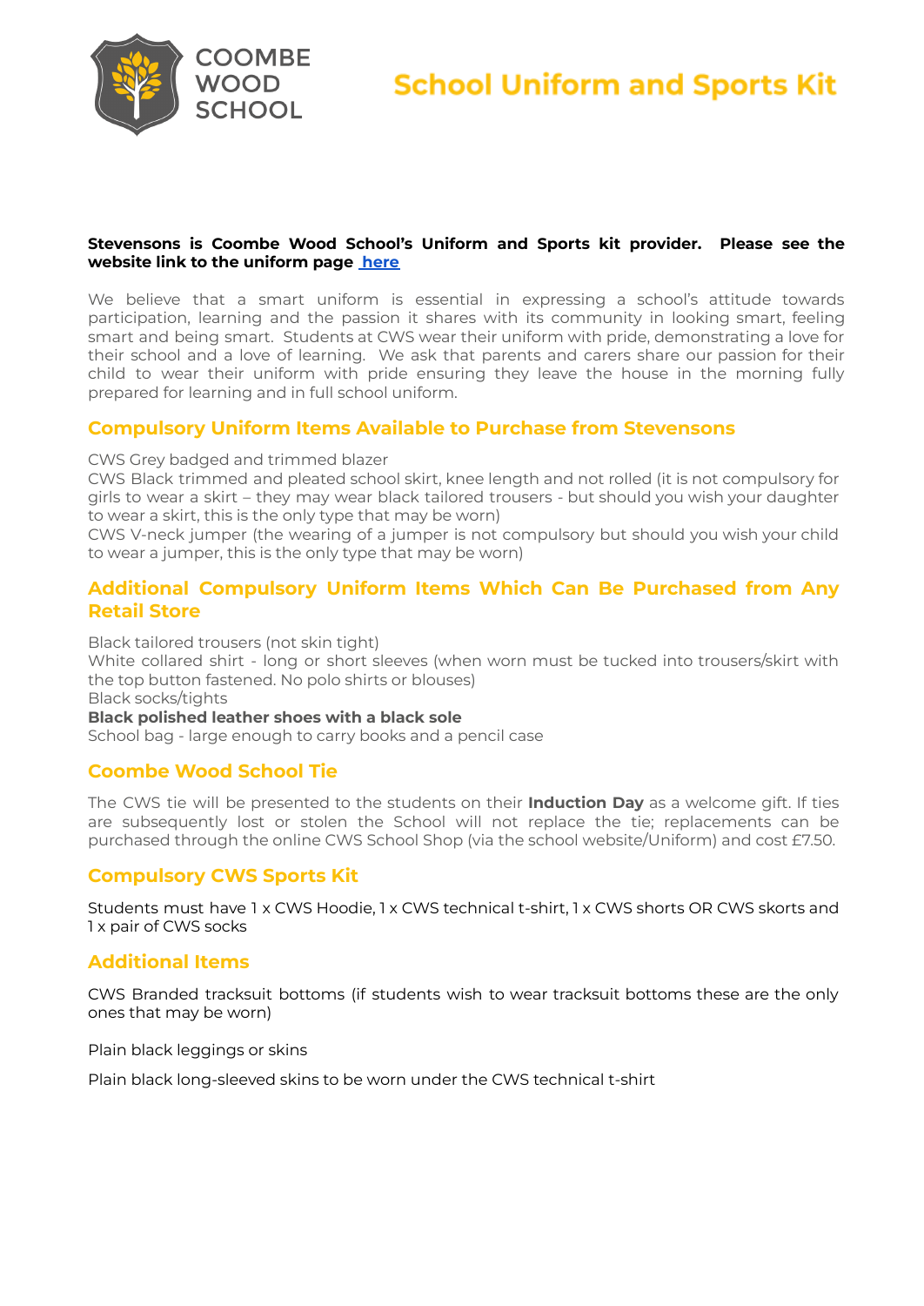COOMBE WOOD SCHOOL

# School Uniform and Sports Kit

**Stevensons is Coombe Wood School's Uniform and Sports kit provider. Please see the website link to the uniform page [here]**

We believe that a smart uniform is essential in expressing a school's attitude towards participation, learning and the passion it shares with its community in looking smart, feeling smart and being smart. Students at CWS wear their uniform with pride, demonstrating a love for their school and a love of learning. We ask that parents and carers share our passion for their child to wear their uniform with pride ensuring they leave the house in the morning fully prepared for learning and in full school uniform.

## Compulsory Uniform Items Available to Purchase from Stevensons

CWS Grey badged and trimmed blazer
CWS Black trimmed and pleated school skirt, knee length and not rolled (it is not compulsory for girls to wear a skirt – they may wear black tailored trousers - but should you wish your daughter to wear a skirt, this is the only type that may be worn)
CWS V-neck jumper (the wearing of a jumper is not compulsory but should you wish your child to wear a jumper, this is the only type that may be worn)

## Additional Compulsory Uniform Items Which Can Be Purchased from Any Retail Store

Black tailored trousers (not skin tight)
White collared shirt - long or short sleeves (when worn must be tucked into trousers/skirt with the top button fastened. No polo shirts or blouses)
Black socks/tights
**Black polished leather shoes with a black sole**
School bag - large enough to carry books and a pencil case

## Coombe Wood School Tie

The CWS tie will be presented to the students on their **Induction Day** as a welcome gift. If ties are subsequently lost or stolen the School will not replace the tie; replacements can be purchased through the online CWS School Shop (via the school website/Uniform) and cost £7.50.

## Compulsory CWS Sports Kit

Students must have 1 x CWS Hoodie, 1 x CWS technical t-shirt, 1 x CWS shorts OR CWS skorts and 1 x pair of CWS socks

## Additional Items

CWS Branded tracksuit bottoms (if students wish to wear tracksuit bottoms these are the only ones that may be worn)

Plain black leggings or skins

Plain black long-sleeved skins to be worn under the CWS technical t-shirt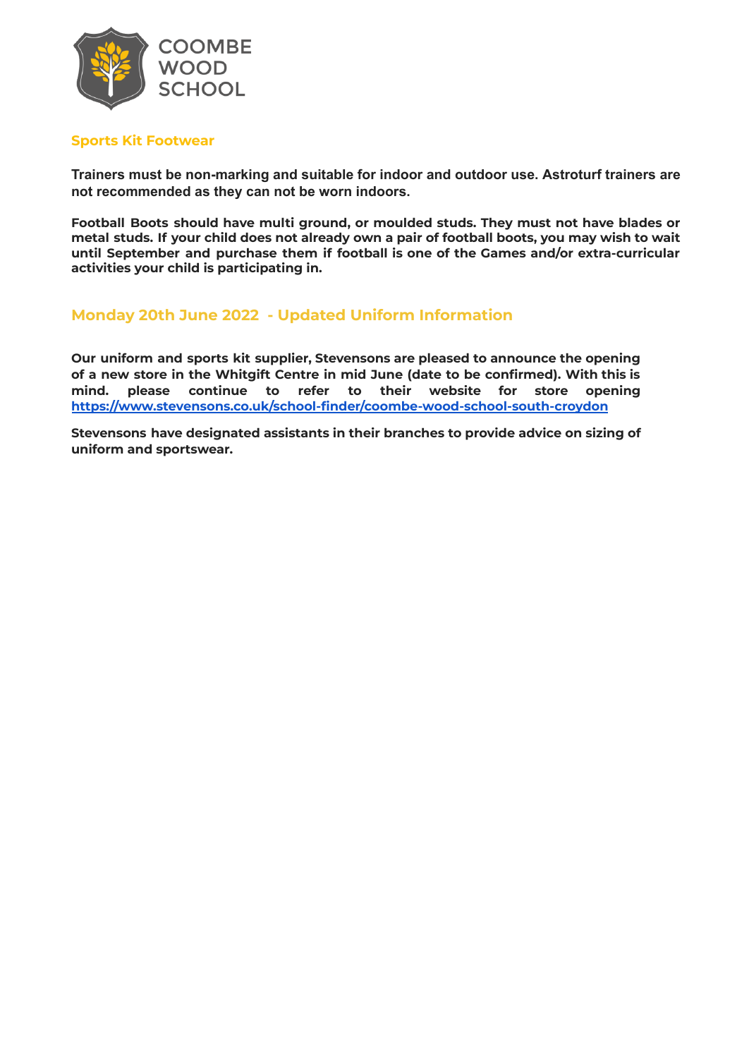## Sports Kit Footwear

**Trainers must be non-marking and suitable for indoor and outdoor use. Astroturf trainers are not recommended as they can not be worn indoors.**

**Football Boots should have multi ground, or moulded studs. They must not have blades or metal studs. If your child does not already own a pair of football boots, you may wish to wait until September and purchase them if football is one of the Games and/or extra-curricular activities your child is participating in.**

## Monday 20th June 2022 - Updated Uniform Information

**Our uniform and sports kit supplier, Stevensons are pleased to announce the opening of a new store in the Whitgift Centre in mid June (date to be confirmed). With this is mind. please continue to refer to their website for store opening [https://www.stevensons.co.uk/school-finder/coombe-wood-school-south-croydon](https://www.stevensons.co.uk/school-finder/coombe-wood-school-south-croydon)**

**Stevensons have designated assistants in their branches to provide advice on sizing of uniform and sportswear.**